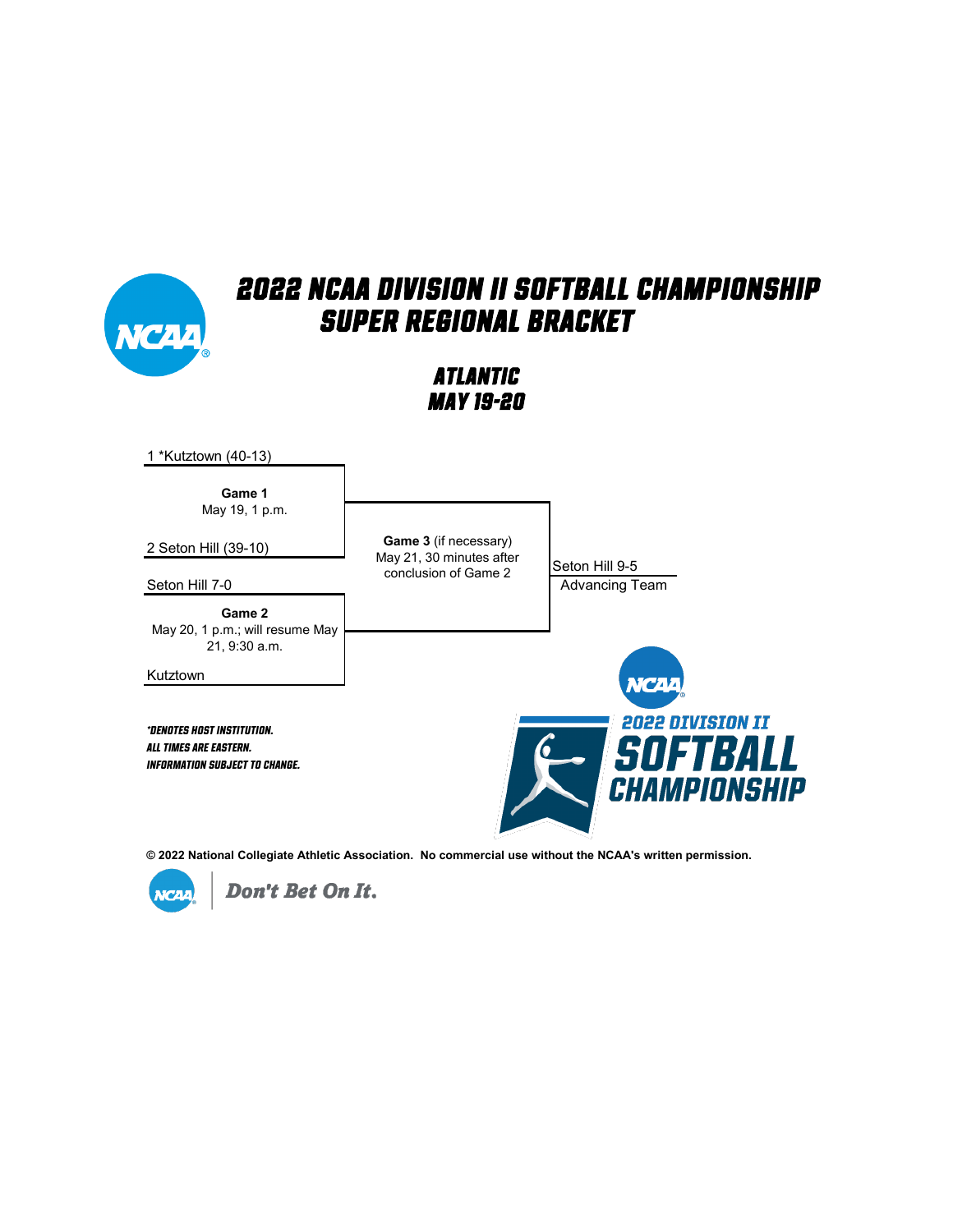# 2022 NCAA DIVISION II SOFTBALL CHAMPIONSHIP SUPER REGIONAL BRACKET

## ATLANTIC
## MAY 19-20

1 *Kutztown (40-13)

**Game 1**
May 19, 1 p.m.

2 Seton Hill (39-10)

Seton Hill 7-0

**Game 2**
May 20, 1 p.m.; will resume May 21, 9:30 a.m.

Kutztown

**Game 3** (if necessary)
May 21, 30 minutes after conclusion of Game 2

Seton Hill 9-5
Advancing Team

*DENOTES HOST INSTITUTION.
ALL TIMES ARE EASTERN.
INFORMATION SUBJECT TO CHANGE.

2022 DIVISION II SOFTBALL CHAMPIONSHIP

**© 2022 National Collegiate Athletic Association. No commercial use without the NCAA's written permission.**

Don't Bet On It.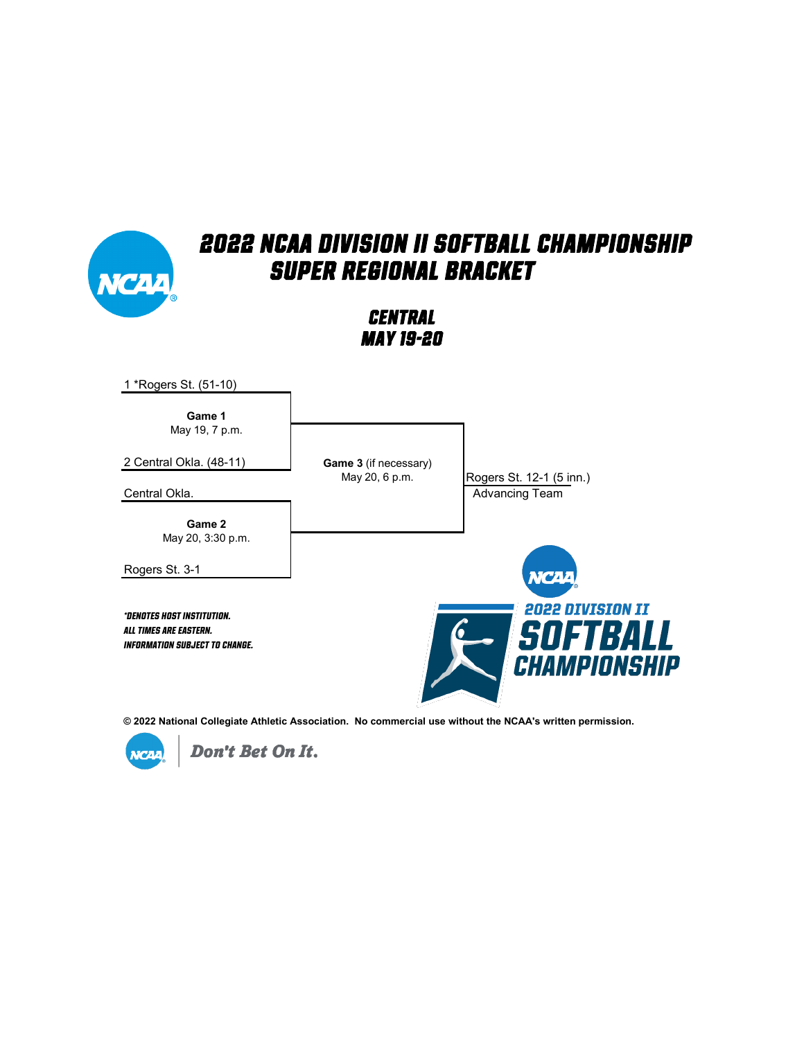# 2022 NCAA DIVISION II SOFTBALL CHAMPIONSHIP SUPER REGIONAL BRACKET

## CENTRAL
## MAY 19-20

1 *Rogers St. (51-10)

**Game 1**
May 19, 7 p.m.

2 Central Okla. (48-11)

Central Okla.

**Game 2**
May 20, 3:30 p.m.

Rogers St. 3-1

**Game 3** (if necessary)
May 20, 6 p.m.

Rogers St. 12-1 (5 inn.)
Advancing Team

*DENOTES HOST INSTITUTION.
ALL TIMES ARE EASTERN.
INFORMATION SUBJECT TO CHANGE.

2022 DIVISION II SOFTBALL CHAMPIONSHIP

© 2022 National Collegiate Athletic Association. No commercial use without the NCAA's written permission.

Don't Bet On It.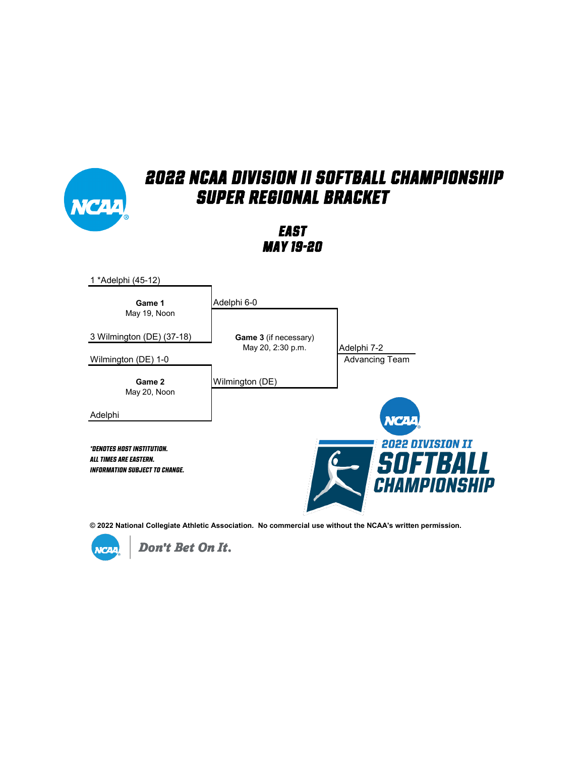# 2022 NCAA DIVISION II SOFTBALL CHAMPIONSHIP
## SUPER REGIONAL BRACKET

### EAST
### MAY 19-20

1 *Adelphi (45-12)

**Game 1**
May 19, Noon

3 Wilmington (DE) (37-18)

Adelphi 6-0

Wilmington (DE) 1-0

**Game 2**
May 20, Noon

Adelphi

**Game 3** (if necessary)
May 20, 2:30 p.m.

Wilmington (DE)

Adelphi 7-2
Advancing Team

*\*DENOTES HOST INSTITUTION.*
*ALL TIMES ARE EASTERN.*
*INFORMATION SUBJECT TO CHANGE.*

2022 DIVISION II SOFTBALL CHAMPIONSHIP

**© 2022 National Collegiate Athletic Association. No commercial use without the NCAA's written permission.**

Don't Bet On It.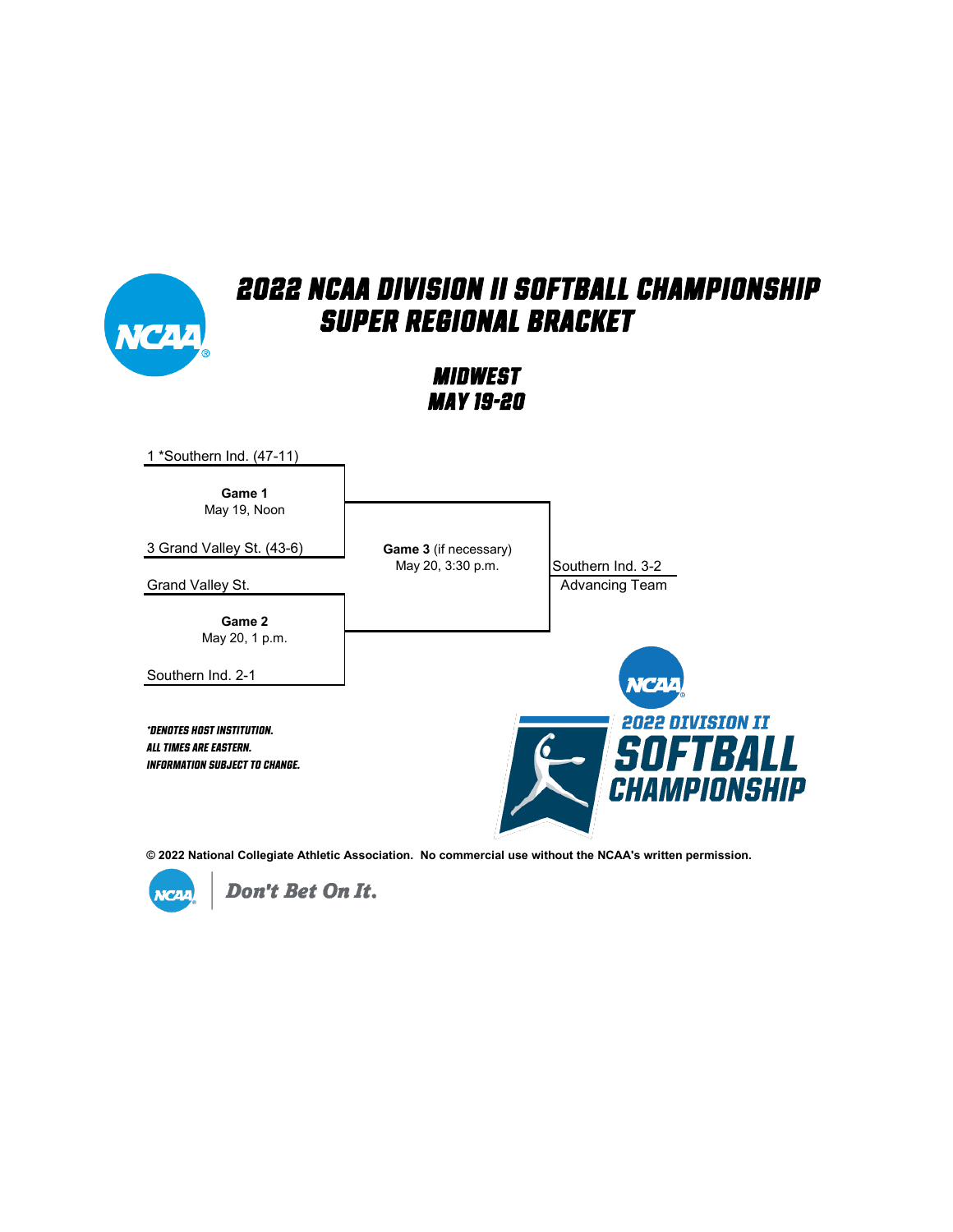# 2022 NCAA DIVISION II SOFTBALL CHAMPIONSHIP
## SUPER REGIONAL BRACKET

### MIDWEST
### MAY 19-20

1 *Southern Ind. (47-11)

**Game 1**
May 19, Noon

3 Grand Valley St. (43-6)

Grand Valley St.

**Game 2**
May 20, 1 p.m.

Southern Ind. 2-1

**Game 3** (if necessary)
May 20, 3:30 p.m.

Southern Ind. 3-2
Advancing Team

*\*DENOTES HOST INSTITUTION.*
*ALL TIMES ARE EASTERN.*
*INFORMATION SUBJECT TO CHANGE.*

2022 DIVISION II SOFTBALL CHAMPIONSHIP

**© 2022 National Collegiate Athletic Association. No commercial use without the NCAA's written permission.**

Don't Bet On It.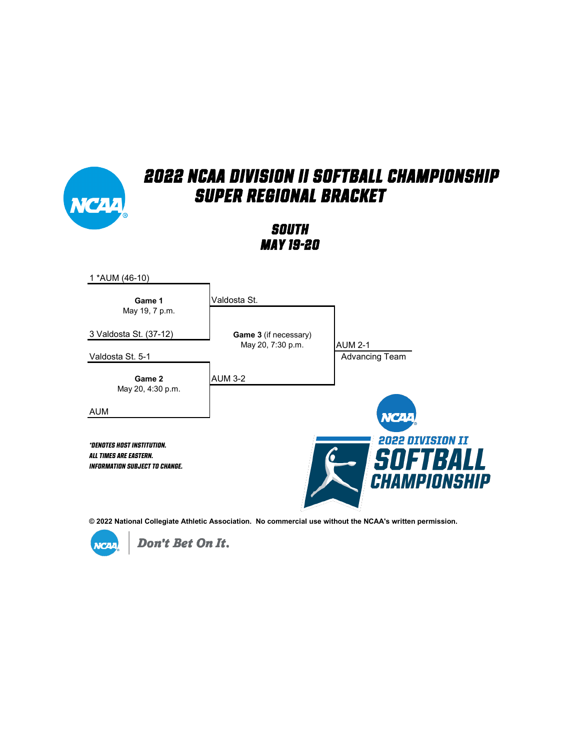# 2022 NCAA DIVISION II SOFTBALL CHAMPIONSHIP
## SUPER REGIONAL BRACKET

### SOUTH
### MAY 19-20

1 *AUM (46-10)

**Game 1**
May 19, 7 p.m.

3 Valdosta St. (37-12)

Valdosta St.

**Game 3** (if necessary)
May 20, 7:30 p.m.

AUM 3-2

AUM 2-1
Advancing Team

Valdosta St. 5-1

**Game 2**
May 20, 4:30 p.m.

AUM

*DENOTES HOST INSTITUTION.
ALL TIMES ARE EASTERN.
INFORMATION SUBJECT TO CHANGE.

2022 DIVISION II SOFTBALL CHAMPIONSHIP

**© 2022 National Collegiate Athletic Association. No commercial use without the NCAA's written permission.**

Don't Bet On It.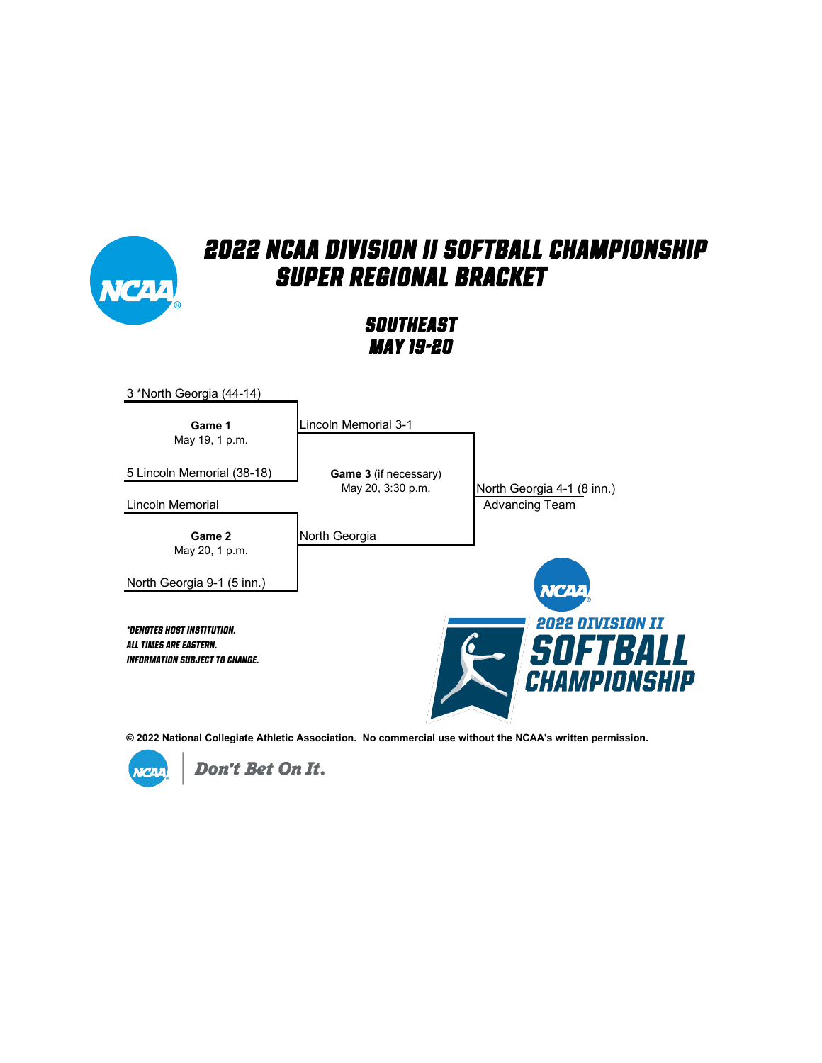# 2022 NCAA DIVISION II SOFTBALL CHAMPIONSHIP SUPER REGIONAL BRACKET

## SOUTHEAST
## MAY 19-20

3 *North Georgia (44-14)

**Game 1**
May 19, 1 p.m.

5 Lincoln Memorial (38-18)

Lincoln Memorial 3-1

**Game 3** (if necessary)
May 20, 3:30 p.m.

Lincoln Memorial

**Game 2**
May 20, 1 p.m.

North Georgia 9-1 (5 inn.)

North Georgia

North Georgia 4-1 (8 inn.)
Advancing Team

*\*DENOTES HOST INSTITUTION.*
*ALL TIMES ARE EASTERN.*
*INFORMATION SUBJECT TO CHANGE.*

2022 DIVISION II SOFTBALL CHAMPIONSHIP

**© 2022 National Collegiate Athletic Association. No commercial use without the NCAA's written permission.**

Don't Bet On It.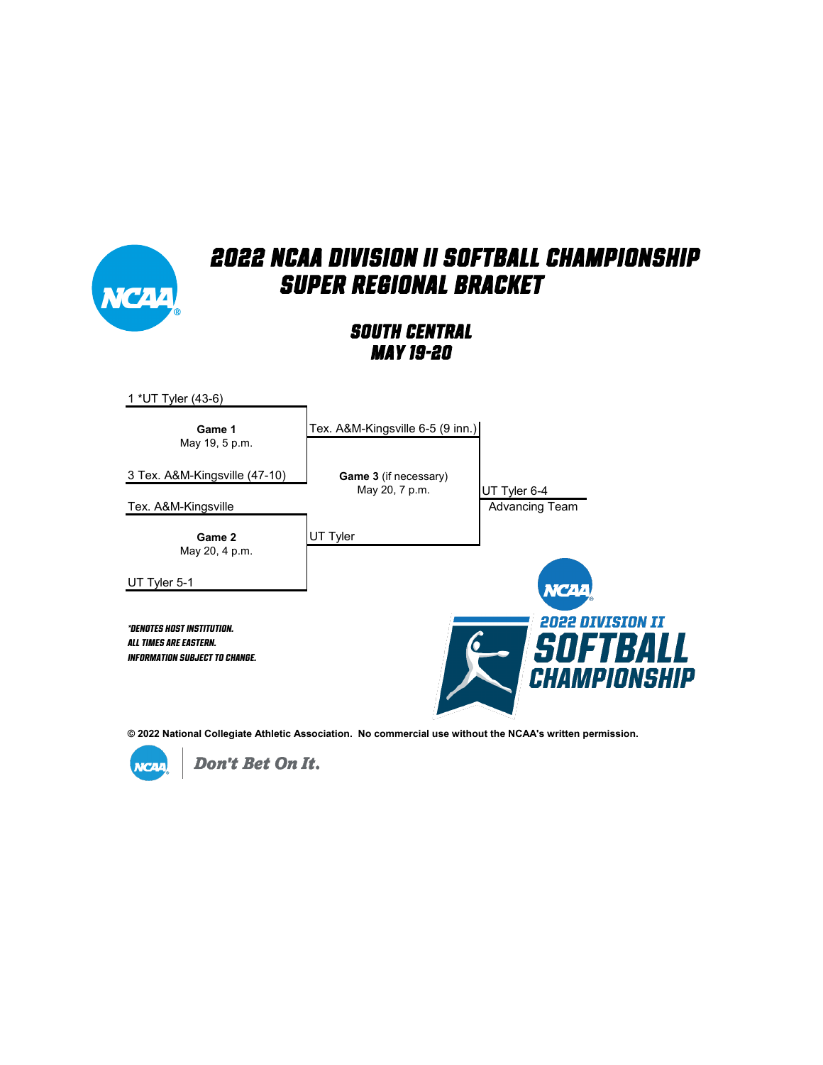# 2022 NCAA DIVISION II SOFTBALL CHAMPIONSHIP SUPER REGIONAL BRACKET

## SOUTH CENTRAL
## MAY 19-20

1 *UT Tyler (43-6)

**Game 1**
May 19, 5 p.m.

3 Tex. A&M-Kingsville (47-10)

Tex. A&M-Kingsville 6-5 (9 inn.)

Tex. A&M-Kingsville

**Game 2**
May 20, 4 p.m.

UT Tyler 5-1

UT Tyler

**Game 3** (if necessary)
May 20, 7 p.m.

UT Tyler 6-4
Advancing Team

*\*DENOTES HOST INSTITUTION.*
*ALL TIMES ARE EASTERN.*
*INFORMATION SUBJECT TO CHANGE.*

2022 DIVISION II SOFTBALL CHAMPIONSHIP

**© 2022 National Collegiate Athletic Association. No commercial use without the NCAA's written permission.**

Don't Bet On It.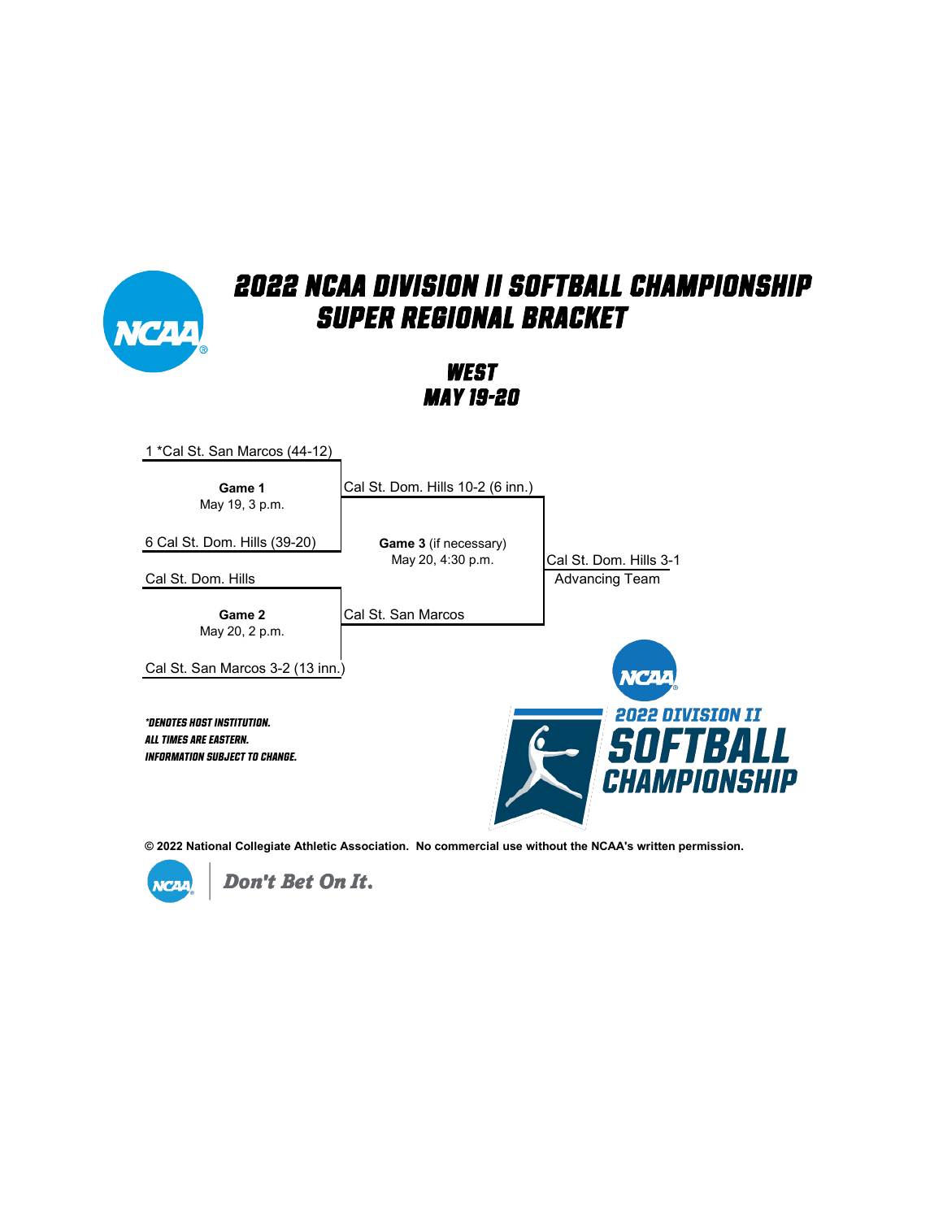# 2022 NCAA DIVISION II SOFTBALL CHAMPIONSHIP SUPER REGIONAL BRACKET

## WEST
## MAY 19-20

1 *Cal St. San Marcos (44-12)

**Game 1**
May 19, 3 p.m.

6 Cal St. Dom. Hills (39-20)

Cal St. Dom. Hills 10-2 (6 inn.)

Cal St. Dom. Hills

**Game 2**
May 20, 2 p.m.

Cal St. San Marcos 3-2 (13 inn.)

Cal St. San Marcos

**Game 3** (if necessary)
May 20, 4:30 p.m.

Cal St. Dom. Hills 3-1
Advancing Team

*\*DENOTES HOST INSTITUTION.*
*ALL TIMES ARE EASTERN.*
*INFORMATION SUBJECT TO CHANGE.*

2022 DIVISION II SOFTBALL CHAMPIONSHIP

**© 2022 National Collegiate Athletic Association. No commercial use without the NCAA's written permission.**

Don't Bet On It.